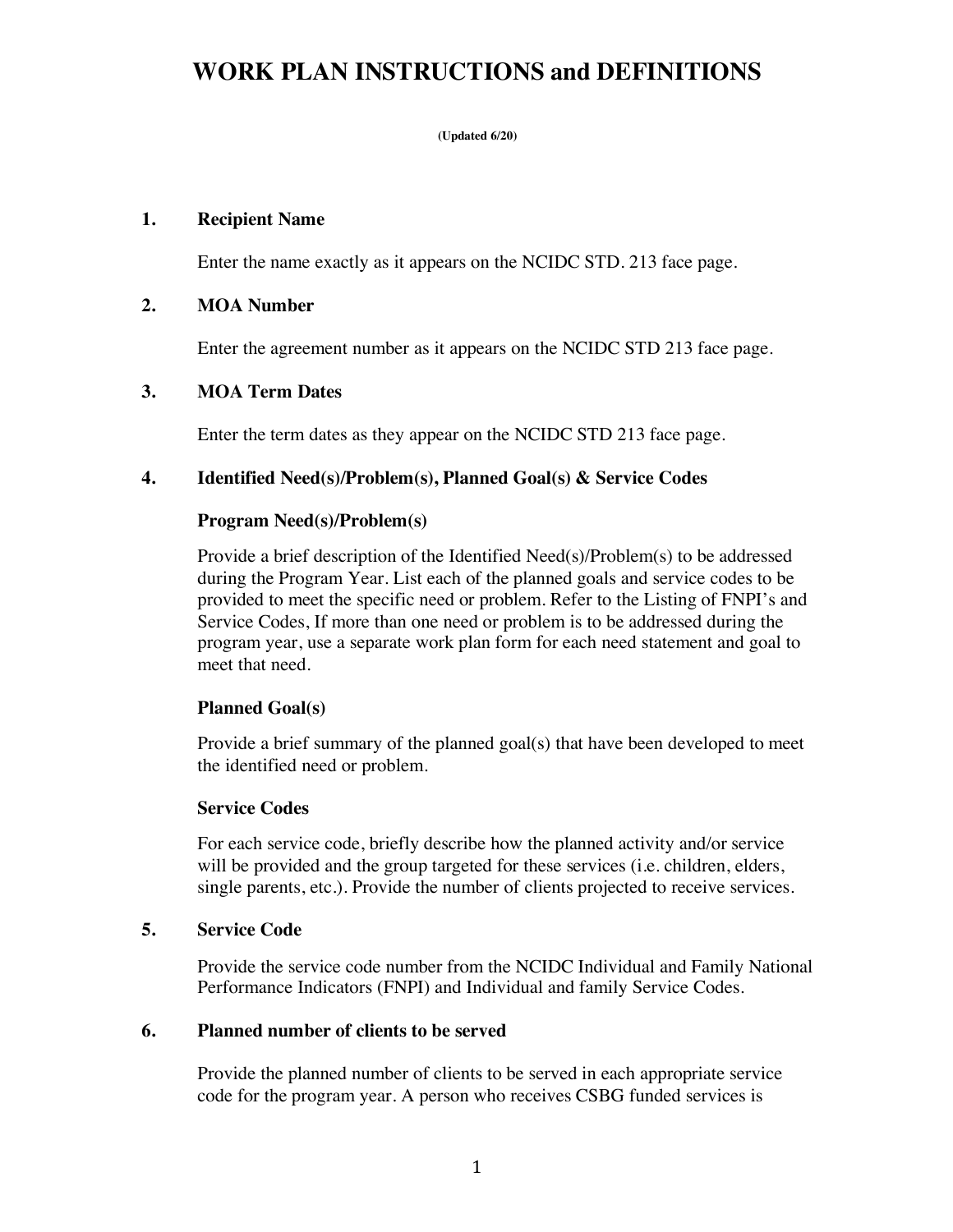# WORK PLAN INSTRUCTIONS and DEFINITIONS

**(Updated 6/20)**

## 1. Recipient Name

Enter the name exactly as it appears on the NCIDC STD. 213 face page.

## 2. MOA Number

Enter the agreement number as it appears on the NCIDC STD 213 face page.

## 3. MOA Term Dates

Enter the term dates as they appear on the NCIDC STD 213 face page.

## 4. Identified Need(s)/Problem(s), Planned Goal(s) & Service Codes

### Program Need(s)/Problem(s)

Provide a brief description of the Identified Need(s)/Problem(s) to be addressed during the Program Year. List each of the planned goals and service codes to be provided to meet the specific need or problem. Refer to the Listing of FNPI's and Service Codes, If more than one need or problem is to be addressed during the program year, use a separate work plan form for each need statement and goal to meet that need.

### Planned Goal(s)

Provide a brief summary of the planned goal(s) that have been developed to meet the identified need or problem.

### Service Codes

For each service code, briefly describe how the planned activity and/or service will be provided and the group targeted for these services (i.e. children, elders, single parents, etc.). Provide the number of clients projected to receive services.

## 5. Service Code

Provide the service code number from the NCIDC Individual and Family National Performance Indicators (FNPI) and Individual and family Service Codes.

## 6. Planned number of clients to be served

Provide the planned number of clients to be served in each appropriate service code for the program year. A person who receives CSBG funded services is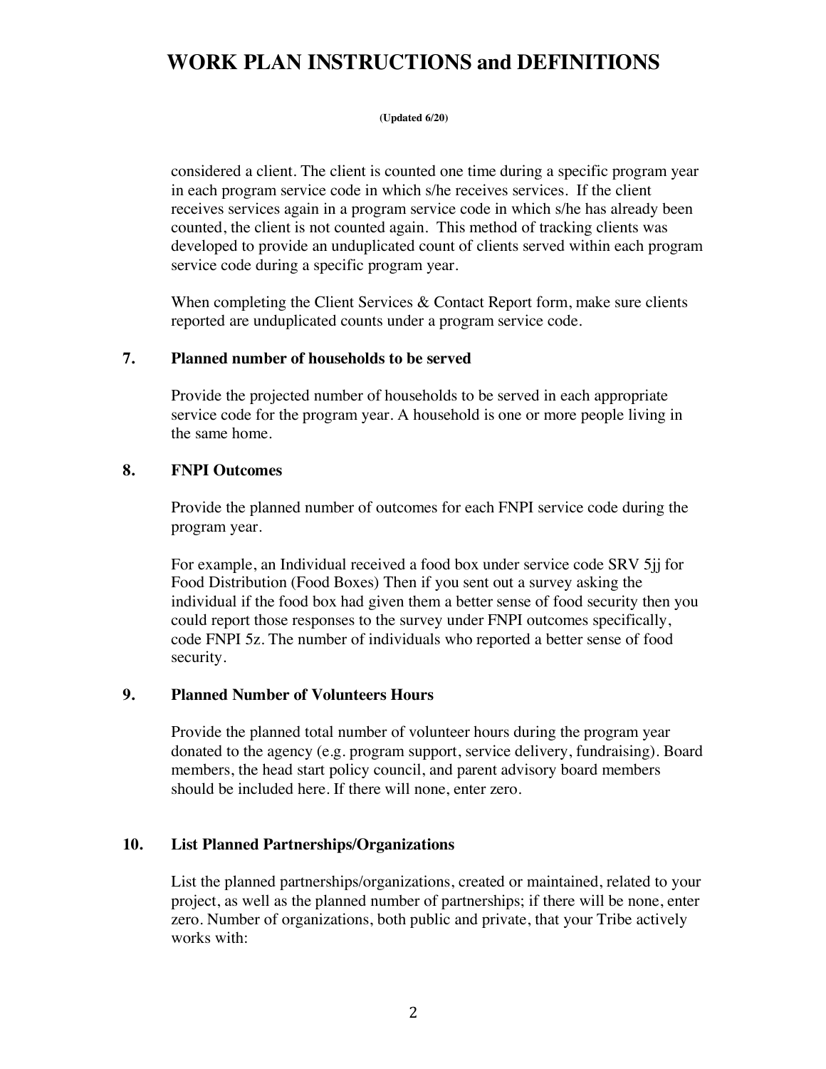considered a client. The client is counted one time during a specific program year in each program service code in which s/he receives services. If the client receives services again in a program service code in which s/he has already been counted, the client is not counted again. This method of tracking clients was developed to provide an unduplicated count of clients served within each program service code during a specific program year.

When completing the Client Services & Contact Report form, make sure clients reported are unduplicated counts under a program service code.

### 7. Planned number of households to be served

Provide the projected number of households to be served in each appropriate service code for the program year. A household is one or more people living in the same home.

### 8. FNPI Outcomes

Provide the planned number of outcomes for each FNPI service code during the program year.

For example, an Individual received a food box under service code SRV 5jj for Food Distribution (Food Boxes) Then if you sent out a survey asking the individual if the food box had given them a better sense of food security then you could report those responses to the survey under FNPI outcomes specifically, code FNPI 5z. The number of individuals who reported a better sense of food security.

### 9. Planned Number of Volunteers Hours

Provide the planned total number of volunteer hours during the program year donated to the agency (e.g. program support, service delivery, fundraising). Board members, the head start policy council, and parent advisory board members should be included here. If there will none, enter zero.

### 10. List Planned Partnerships/Organizations

List the planned partnerships/organizations, created or maintained, related to your project, as well as the planned number of partnerships; if there will be none, enter zero. Number of organizations, both public and private, that your Tribe actively works with: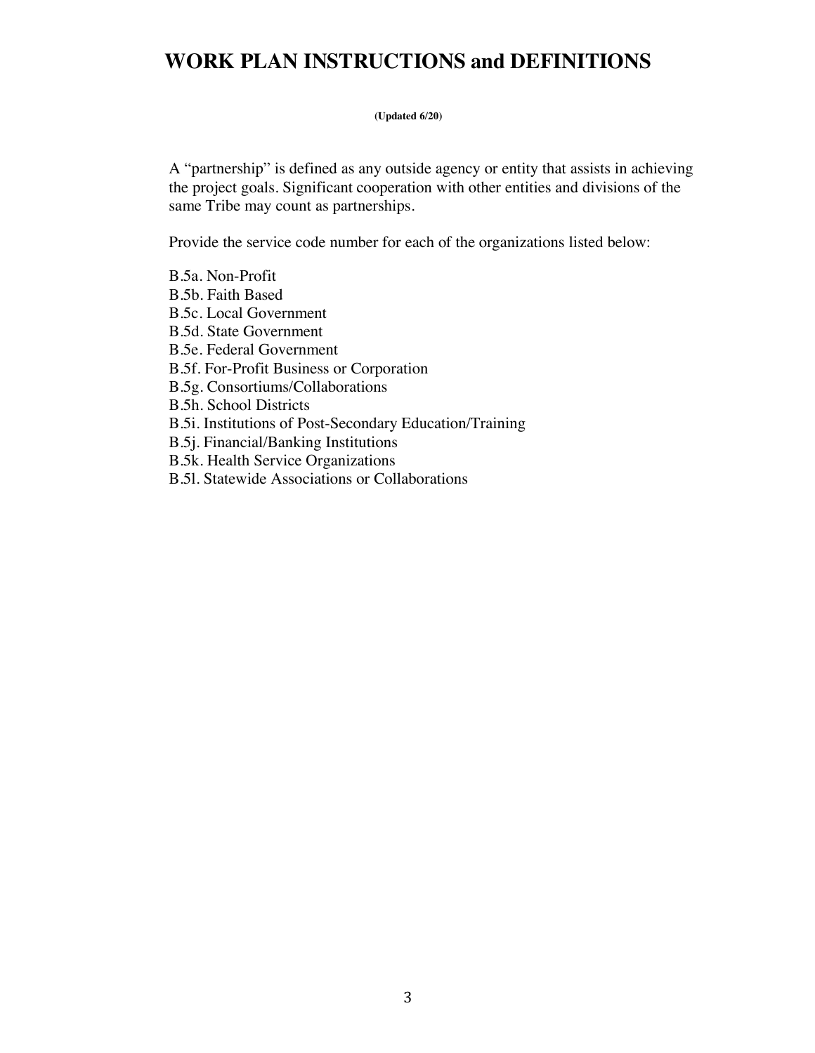# WORK PLAN INSTRUCTIONS and DEFINITIONS

**(Updated 6/20)**

A "partnership" is defined as any outside agency or entity that assists in achieving the project goals. Significant cooperation with other entities and divisions of the same Tribe may count as partnerships.

Provide the service code number for each of the organizations listed below:

B.5a. Non-Profit
B.5b. Faith Based
B.5c. Local Government
B.5d. State Government
B.5e. Federal Government
B.5f. For-Profit Business or Corporation
B.5g. Consortiums/Collaborations
B.5h. School Districts
B.5i. Institutions of Post-Secondary Education/Training
B.5j. Financial/Banking Institutions
B.5k. Health Service Organizations
B.5l. Statewide Associations or Collaborations